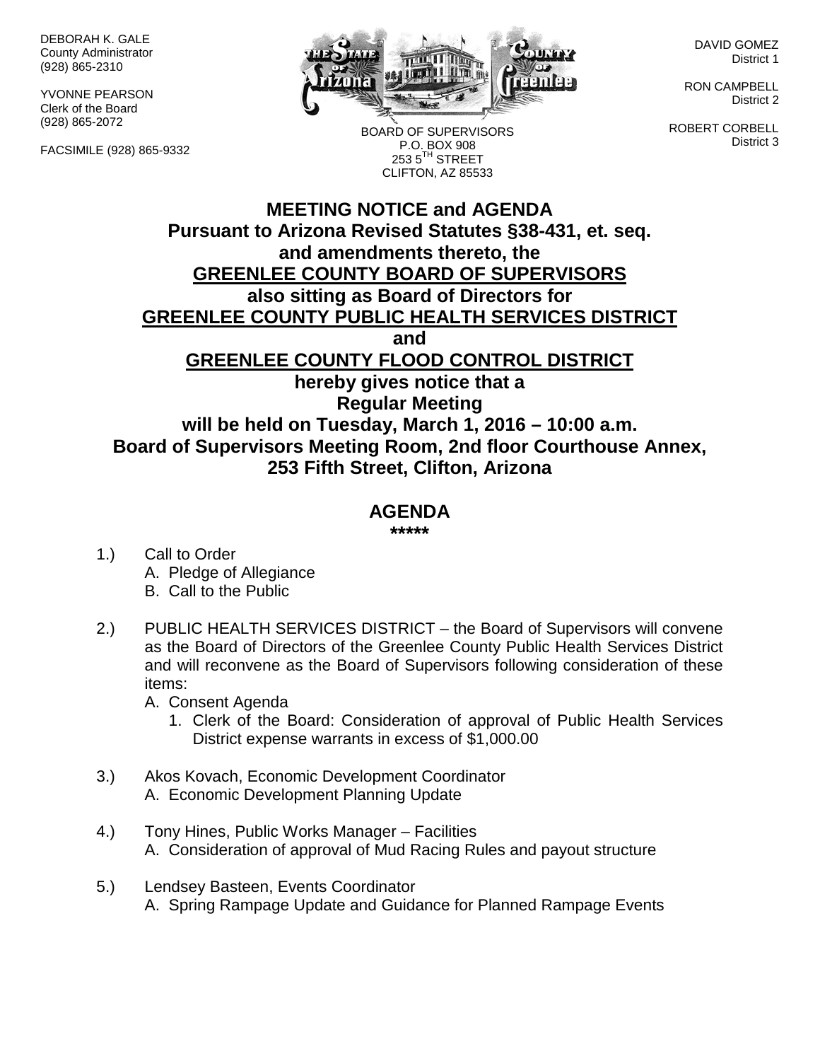DEBORAH K. GALE
County Administrator
(928) 865-2310

YVONNE PEARSON
Clerk of the Board
(928) 865-2072

FACSIMILE (928) 865-9332

BOARD OF SUPERVISORS
P.O. BOX 908
253 5TH STREET
CLIFTON, AZ 85533

DAVID GOMEZ
District 1

RON CAMPBELL
District 2

ROBERT CORBELL
District 3

# MEETING NOTICE and AGENDA

**Pursuant to Arizona Revised Statutes §38-431, et. seq.**
**and amendments thereto, the**
**GREENLEE COUNTY BOARD OF SUPERVISORS**
**also sitting as Board of Directors for**
**GREENLEE COUNTY PUBLIC HEALTH SERVICES DISTRICT**
**and**
**GREENLEE COUNTY FLOOD CONTROL DISTRICT**
**hereby gives notice that a**
**Regular Meeting**
**will be held on Tuesday, March 1, 2016 – 10:00 a.m.**
**Board of Supervisors Meeting Room, 2nd floor Courthouse Annex,**
**253 Fifth Street, Clifton, Arizona**

## AGENDA

*****

1.) Call to Order
   A. Pledge of Allegiance
   B. Call to the Public

2.) PUBLIC HEALTH SERVICES DISTRICT – the Board of Supervisors will convene as the Board of Directors of the Greenlee County Public Health Services District and will reconvene as the Board of Supervisors following consideration of these items:
   A. Consent Agenda
      1. Clerk of the Board: Consideration of approval of Public Health Services District expense warrants in excess of $1,000.00

3.) Akos Kovach, Economic Development Coordinator
   A. Economic Development Planning Update

4.) Tony Hines, Public Works Manager – Facilities
   A. Consideration of approval of Mud Racing Rules and payout structure

5.) Lendsey Basteen, Events Coordinator
   A. Spring Rampage Update and Guidance for Planned Rampage Events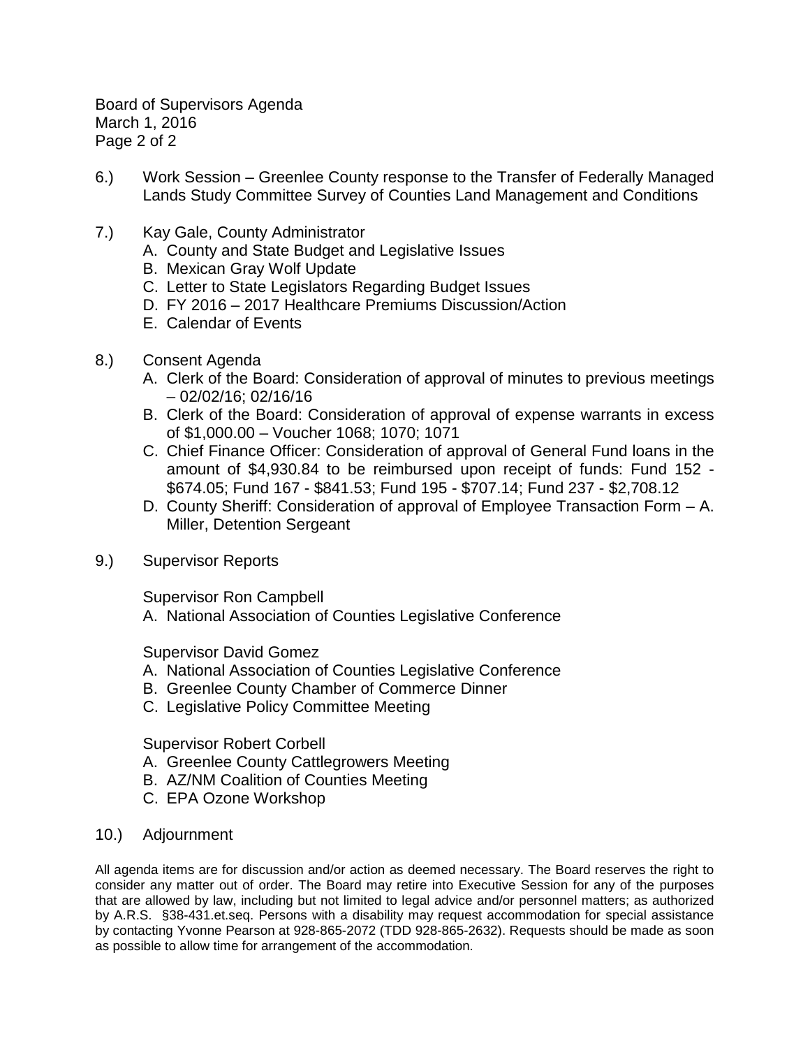6.) Work Session – Greenlee County response to the Transfer of Federally Managed Lands Study Committee Survey of Counties Land Management and Conditions

7.) Kay Gale, County Administrator
   - A. County and State Budget and Legislative Issues
   - B. Mexican Gray Wolf Update
   - C. Letter to State Legislators Regarding Budget Issues
   - D. FY 2016 – 2017 Healthcare Premiums Discussion/Action
   - E. Calendar of Events

8.) Consent Agenda
   - A. Clerk of the Board: Consideration of approval of minutes to previous meetings – 02/02/16; 02/16/16
   - B. Clerk of the Board: Consideration of approval of expense warrants in excess of $1,000.00 – Voucher 1068; 1070; 1071
   - C. Chief Finance Officer: Consideration of approval of General Fund loans in the amount of $4,930.84 to be reimbursed upon receipt of funds: Fund 152 - $674.05; Fund 167 - $841.53; Fund 195 - $707.14; Fund 237 - $2,708.12
   - D. County Sheriff: Consideration of approval of Employee Transaction Form – A. Miller, Detention Sergeant

9.) Supervisor Reports

Supervisor Ron Campbell
   - A. National Association of Counties Legislative Conference

Supervisor David Gomez
   - A. National Association of Counties Legislative Conference
   - B. Greenlee County Chamber of Commerce Dinner
   - C. Legislative Policy Committee Meeting

Supervisor Robert Corbell
   - A. Greenlee County Cattlegrowers Meeting
   - B. AZ/NM Coalition of Counties Meeting
   - C. EPA Ozone Workshop

10.) Adjournment

All agenda items are for discussion and/or action as deemed necessary. The Board reserves the right to consider any matter out of order. The Board may retire into Executive Session for any of the purposes that are allowed by law, including but not limited to legal advice and/or personnel matters; as authorized by A.R.S. §38-431.et.seq. Persons with a disability may request accommodation for special assistance by contacting Yvonne Pearson at 928-865-2072 (TDD 928-865-2632). Requests should be made as soon as possible to allow time for arrangement of the accommodation.